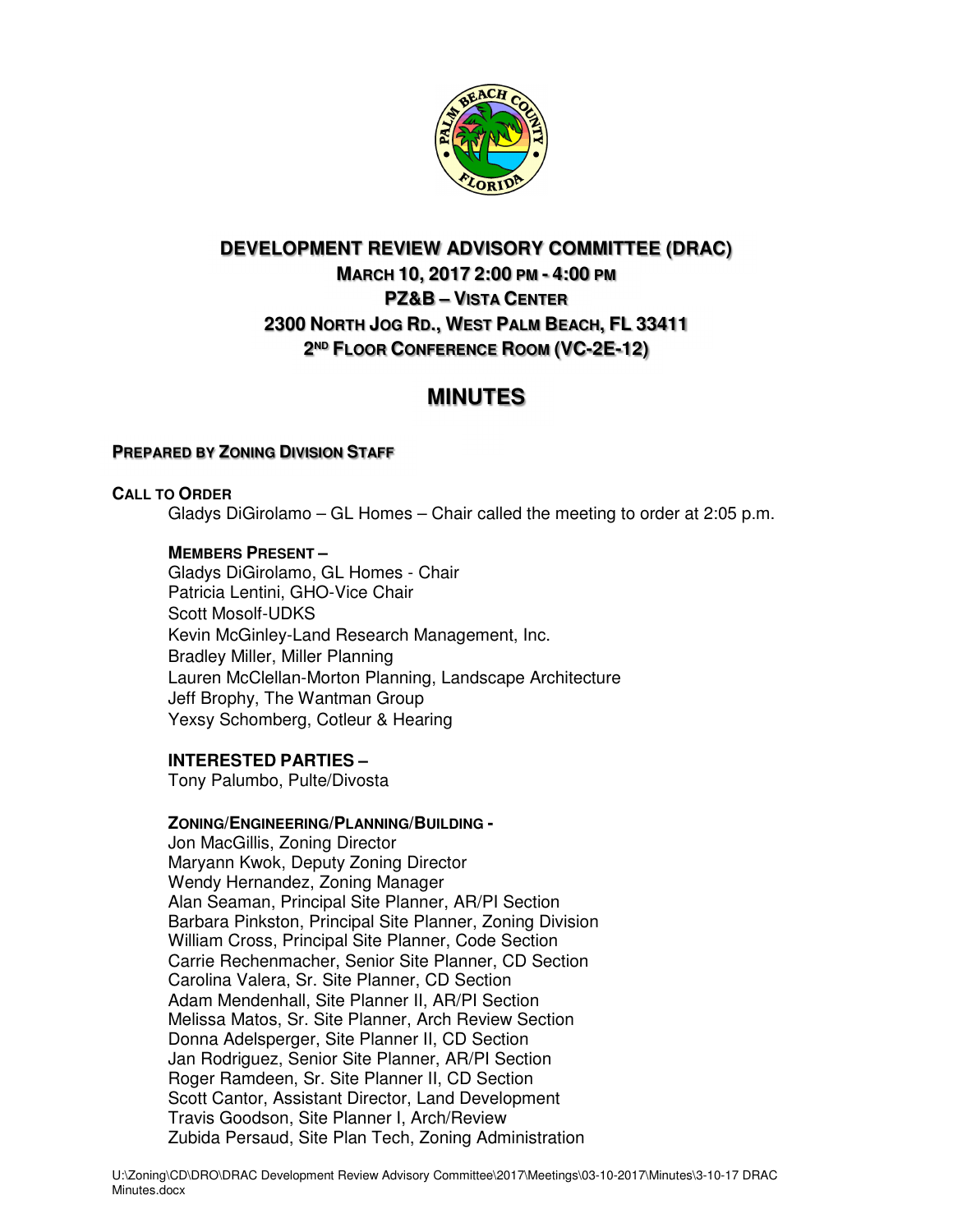# DEVELOPMENT REVIEW ADVISORY COMMITTEE (DRAC)

## MARCH 10, 2017 2:00 PM - 4:00 PM

## PZ&B – VISTA CENTER

## 2300 NORTH JOG RD., WEST PALM BEACH, FL 33411

## 2ND FLOOR CONFERENCE ROOM (VC-2E-12)

# MINUTES

**PREPARED BY ZONING DIVISION STAFF**

**CALL TO ORDER**

Gladys DiGirolamo – GL Homes – Chair called the meeting to order at 2:05 p.m.

**MEMBERS PRESENT –**

Gladys DiGirolamo, GL Homes - Chair
Patricia Lentini, GHO-Vice Chair
Scott Mosolf-UDKS
Kevin McGinley-Land Research Management, Inc.
Bradley Miller, Miller Planning
Lauren McClellan-Morton Planning, Landscape Architecture
Jeff Brophy, The Wantman Group
Yexsy Schomberg, Cotleur & Hearing

**INTERESTED PARTIES –**

Tony Palumbo, Pulte/Divosta

**ZONING/ENGINEERING/PLANNING/BUILDING -**

Jon MacGillis, Zoning Director
Maryann Kwok, Deputy Zoning Director
Wendy Hernandez, Zoning Manager
Alan Seaman, Principal Site Planner, AR/PI Section
Barbara Pinkston, Principal Site Planner, Zoning Division
William Cross, Principal Site Planner, Code Section
Carrie Rechenmacher, Senior Site Planner, CD Section
Carolina Valera, Sr. Site Planner, CD Section
Adam Mendenhall, Site Planner II, AR/PI Section
Melissa Matos, Sr. Site Planner, Arch Review Section
Donna Adelsperger, Site Planner II, CD Section
Jan Rodriguez, Senior Site Planner, AR/PI Section
Roger Ramdeen, Sr. Site Planner II, CD Section
Scott Cantor, Assistant Director, Land Development
Travis Goodson, Site Planner I, Arch/Review
Zubida Persaud, Site Plan Tech, Zoning Administration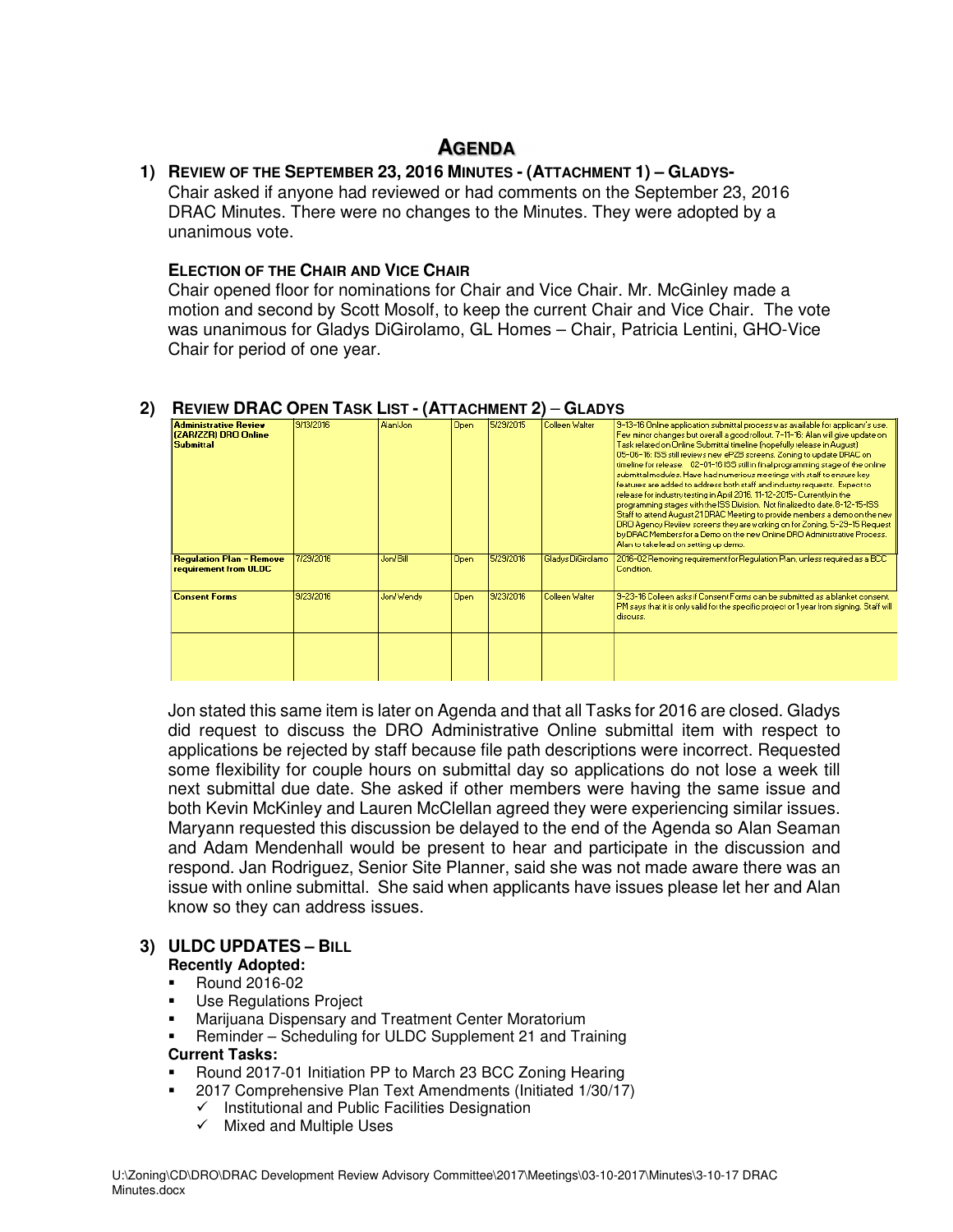# AGENDA

## 1) REVIEW OF THE SEPTEMBER 23, 2016 MINUTES - (ATTACHMENT 1) – GLADYS-

Chair asked if anyone had reviewed or had comments on the September 23, 2016 DRAC Minutes. There were no changes to the Minutes. They were adopted by a unanimous vote.

**ELECTION OF THE CHAIR AND VICE CHAIR**

Chair opened floor for nominations for Chair and Vice Chair. Mr. McGinley made a motion and second by Scott Mosolf, to keep the current Chair and Vice Chair. The vote was unanimous for Gladys DiGirolamo, GL Homes – Chair, Patricia Lentini, GHO-Vice Chair for period of one year.

## 2) REVIEW DRAC OPEN TASK LIST - (ATTACHMENT 2) – GLADYS

| | | | | | | |
|---|---|---|---|---|---|---|
| **Administrative Review (ZAR/ZZR) DRO Online Submittal** | 9/13/2016 | Alan/Jon | Open | 5/29/2015 | Colleen Walter | 9-13-16 Online application submittal process was available for applicant's use. Few minor changes but overall a good rollout. 7-11-16: Alan will give update on Task related on Online Submittal timeline (hopefully release in August) 05-06-16: ISS still reviews new ePZB screens. Zoning to update DRAC on timeline for release. 02-01-16 ISS still in final programming stage of the online submittal modules. Have had numerious meetings with staff to ensure key features are added to address both staff and industry requests. Expect to release for industry testing in April 2016. 11-12-2015- Currently in the programming stages with the ISS Division. Not finalized to date.8-12-15-ISS Staff to attend August 21 DRAC Meeting to provide members a demo on the new DRO Agency Review screens they are working on for Zoning. 5-29-15 Request by DRAC Members for a Demo on the new Online DRO Administrative Process. Alan to take lead on setting up demo. |
| **Regulation Plan – Remove requirement from ULDC** | 7/29/2016 | Jon/Bill | Open | 5/29/2016 | Gladys DiGirolamo | 2016-02 Removing requirement for Regulation Plan, unless required as a BCC Condition. |
| **Consent Forms** | 9/23/2016 | Jon/Wendy | Open | 9/23/2016 | Colleen Walter | 9-23-16 Colleen asks if Consent Forms can be submitted as a blanket consent. PM says that it is only valid for the specific project or 1 year from signing. Staff will discuss. |
| | | | | | | |

Jon stated this same item is later on Agenda and that all Tasks for 2016 are closed. Gladys did request to discuss the DRO Administrative Online submittal item with respect to applications be rejected by staff because file path descriptions were incorrect. Requested some flexibility for couple hours on submittal day so applications do not lose a week till next submittal due date. She asked if other members were having the same issue and both Kevin McKinley and Lauren McClellan agreed they were experiencing similar issues. Maryann requested this discussion be delayed to the end of the Agenda so Alan Seaman and Adam Mendenhall would be present to hear and participate in the discussion and respond. Jan Rodriguez, Senior Site Planner, said she was not made aware there was an issue with online submittal. She said when applicants have issues please let her and Alan know so they can address issues.

## 3) ULDC UPDATES – BILL

**Recently Adopted:**

- Round 2016-02
- Use Regulations Project
- Marijuana Dispensary and Treatment Center Moratorium
- Reminder – Scheduling for ULDC Supplement 21 and Training

**Current Tasks:**

- Round 2017-01 Initiation PP to March 23 BCC Zoning Hearing
- 2017 Comprehensive Plan Text Amendments (Initiated 1/30/17)
  - ✓ Institutional and Public Facilities Designation
  - ✓ Mixed and Multiple Uses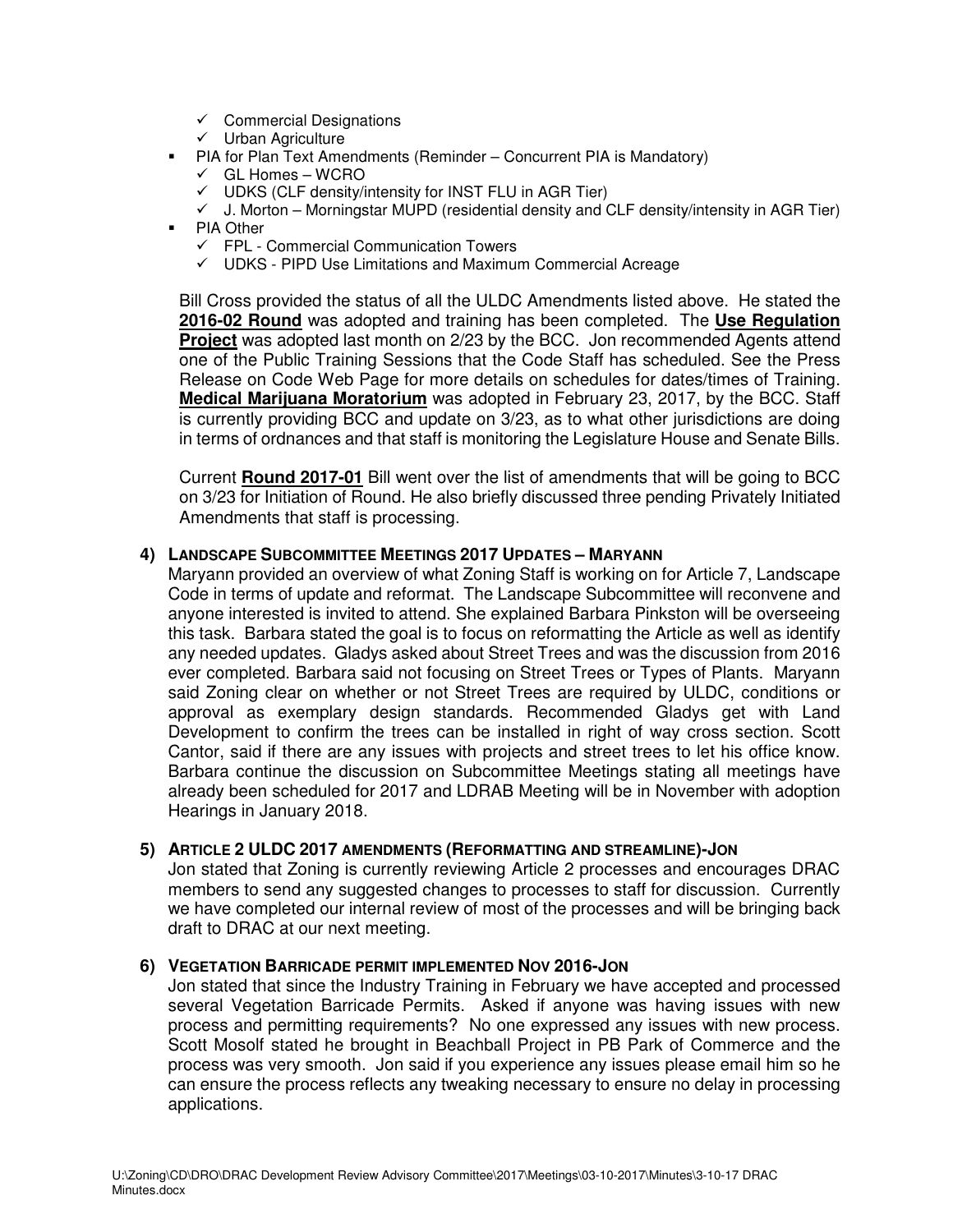- ✓ Commercial Designations
  - ✓ Urban Agriculture
- PIA for Plan Text Amendments (Reminder – Concurrent PIA is Mandatory)
  - ✓ GL Homes – WCRO
  - ✓ UDKS (CLF density/intensity for INST FLU in AGR Tier)
  - ✓ J. Morton – Morningstar MUPD (residential density and CLF density/intensity in AGR Tier)
- PIA Other
  - ✓ FPL - Commercial Communication Towers
  - ✓ UDKS - PIPD Use Limitations and Maximum Commercial Acreage

Bill Cross provided the status of all the ULDC Amendments listed above. He stated the **2016-02 Round** was adopted and training has been completed. The **Use Regulation Project** was adopted last month on 2/23 by the BCC. Jon recommended Agents attend one of the Public Training Sessions that the Code Staff has scheduled. See the Press Release on Code Web Page for more details on schedules for dates/times of Training. **Medical Marijuana Moratorium** was adopted in February 23, 2017, by the BCC. Staff is currently providing BCC and update on 3/23, as to what other jurisdictions are doing in terms of ordnances and that staff is monitoring the Legislature House and Senate Bills.

Current **Round 2017-01** Bill went over the list of amendments that will be going to BCC on 3/23 for Initiation of Round. He also briefly discussed three pending Privately Initiated Amendments that staff is processing.

**4) LANDSCAPE SUBCOMMITTEE MEETINGS 2017 UPDATES – MARYANN**

Maryann provided an overview of what Zoning Staff is working on for Article 7, Landscape Code in terms of update and reformat. The Landscape Subcommittee will reconvene and anyone interested is invited to attend. She explained Barbara Pinkston will be overseeing this task. Barbara stated the goal is to focus on reformatting the Article as well as identify any needed updates. Gladys asked about Street Trees and was the discussion from 2016 ever completed. Barbara said not focusing on Street Trees or Types of Plants. Maryann said Zoning clear on whether or not Street Trees are required by ULDC, conditions or approval as exemplary design standards. Recommended Gladys get with Land Development to confirm the trees can be installed in right of way cross section. Scott Cantor, said if there are any issues with projects and street trees to let his office know. Barbara continue the discussion on Subcommittee Meetings stating all meetings have already been scheduled for 2017 and LDRAB Meeting will be in November with adoption Hearings in January 2018.

**5) ARTICLE 2 ULDC 2017 AMENDMENTS (REFORMATTING AND STREAMLINE)-JON**

Jon stated that Zoning is currently reviewing Article 2 processes and encourages DRAC members to send any suggested changes to processes to staff for discussion. Currently we have completed our internal review of most of the processes and will be bringing back draft to DRAC at our next meeting.

**6) VEGETATION BARRICADE PERMIT IMPLEMENTED NOV 2016-JON**

Jon stated that since the Industry Training in February we have accepted and processed several Vegetation Barricade Permits. Asked if anyone was having issues with new process and permitting requirements? No one expressed any issues with new process. Scott Mosolf stated he brought in Beachball Project in PB Park of Commerce and the process was very smooth. Jon said if you experience any issues please email him so he can ensure the process reflects any tweaking necessary to ensure no delay in processing applications.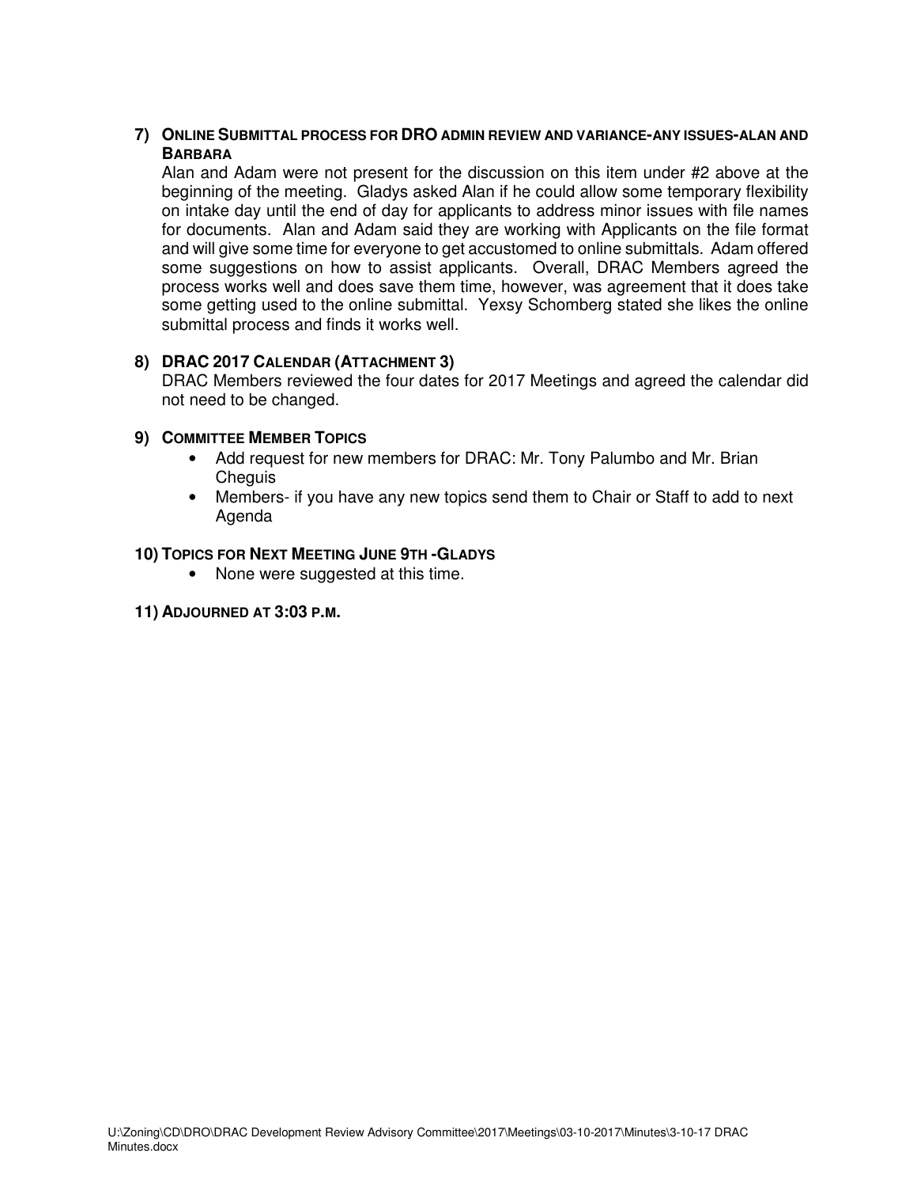**7) ONLINE SUBMITTAL PROCESS FOR DRO ADMIN REVIEW AND VARIANCE-ANY ISSUES-ALAN AND BARBARA**

Alan and Adam were not present for the discussion on this item under #2 above at the beginning of the meeting. Gladys asked Alan if he could allow some temporary flexibility on intake day until the end of day for applicants to address minor issues with file names for documents. Alan and Adam said they are working with Applicants on the file format and will give some time for everyone to get accustomed to online submittals. Adam offered some suggestions on how to assist applicants. Overall, DRAC Members agreed the process works well and does save them time, however, was agreement that it does take some getting used to the online submittal. Yexsy Schomberg stated she likes the online submittal process and finds it works well.

**8) DRAC 2017 CALENDAR (ATTACHMENT 3)**

DRAC Members reviewed the four dates for 2017 Meetings and agreed the calendar did not need to be changed.

**9) COMMITTEE MEMBER TOPICS**

- Add request for new members for DRAC: Mr. Tony Palumbo and Mr. Brian Cheguis
- Members- if you have any new topics send them to Chair or Staff to add to next Agenda

**10) TOPICS FOR NEXT MEETING JUNE 9TH -GLADYS**

- None were suggested at this time.

**11) ADJOURNED AT 3:03 P.M.**

U:\Zoning\CD\DRO\DRAC Development Review Advisory Committee\2017\Meetings\03-10-2017\Minutes\3-10-17 DRAC Minutes.docx